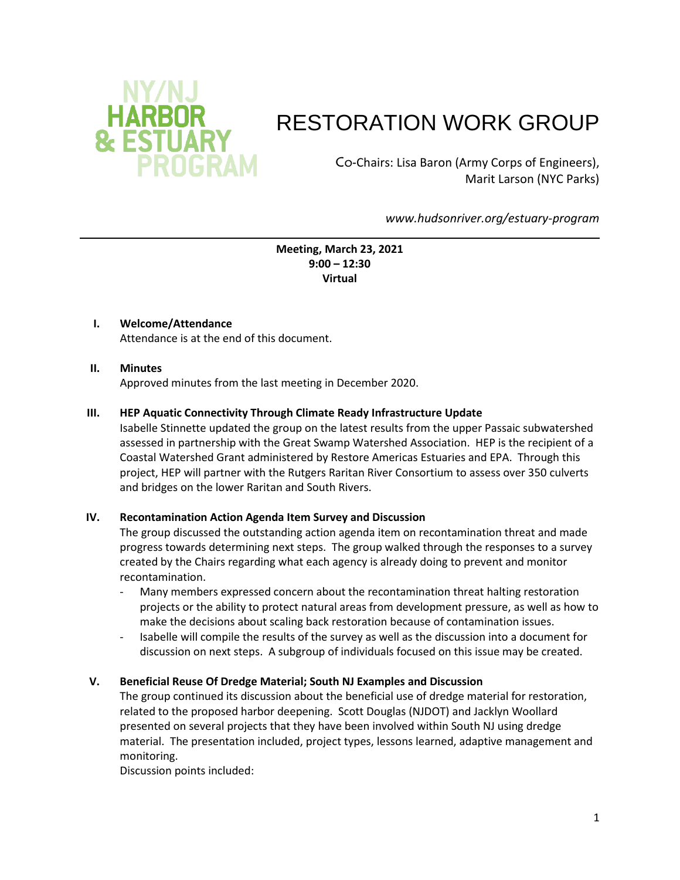NY/NJ HARBOR & ESTUARY PROGRAM

# RESTORATION WORK GROUP

Co-Chairs: Lisa Baron (Army Corps of Engineers), Marit Larson (NYC Parks)

*www.hudsonriver.org/estuary-program*

---

**Meeting, March 23, 2021**
**9:00 – 12:30**
**Virtual**

## I. Welcome/Attendance

Attendance is at the end of this document.

## II. Minutes

Approved minutes from the last meeting in December 2020.

## III. HEP Aquatic Connectivity Through Climate Ready Infrastructure Update

Isabelle Stinnette updated the group on the latest results from the upper Passaic subwatershed assessed in partnership with the Great Swamp Watershed Association. HEP is the recipient of a Coastal Watershed Grant administered by Restore Americas Estuaries and EPA. Through this project, HEP will partner with the Rutgers Raritan River Consortium to assess over 350 culverts and bridges on the lower Raritan and South Rivers.

## IV. Recontamination Action Agenda Item Survey and Discussion

The group discussed the outstanding action agenda item on recontamination threat and made progress towards determining next steps. The group walked through the responses to a survey created by the Chairs regarding what each agency is already doing to prevent and monitor recontamination.

- Many members expressed concern about the recontamination threat halting restoration projects or the ability to protect natural areas from development pressure, as well as how to make the decisions about scaling back restoration because of contamination issues.
- Isabelle will compile the results of the survey as well as the discussion into a document for discussion on next steps. A subgroup of individuals focused on this issue may be created.

## V. Beneficial Reuse Of Dredge Material; South NJ Examples and Discussion

The group continued its discussion about the beneficial use of dredge material for restoration, related to the proposed harbor deepening. Scott Douglas (NJDOT) and Jacklyn Woollard presented on several projects that they have been involved within South NJ using dredge material. The presentation included, project types, lessons learned, adaptive management and monitoring.

Discussion points included: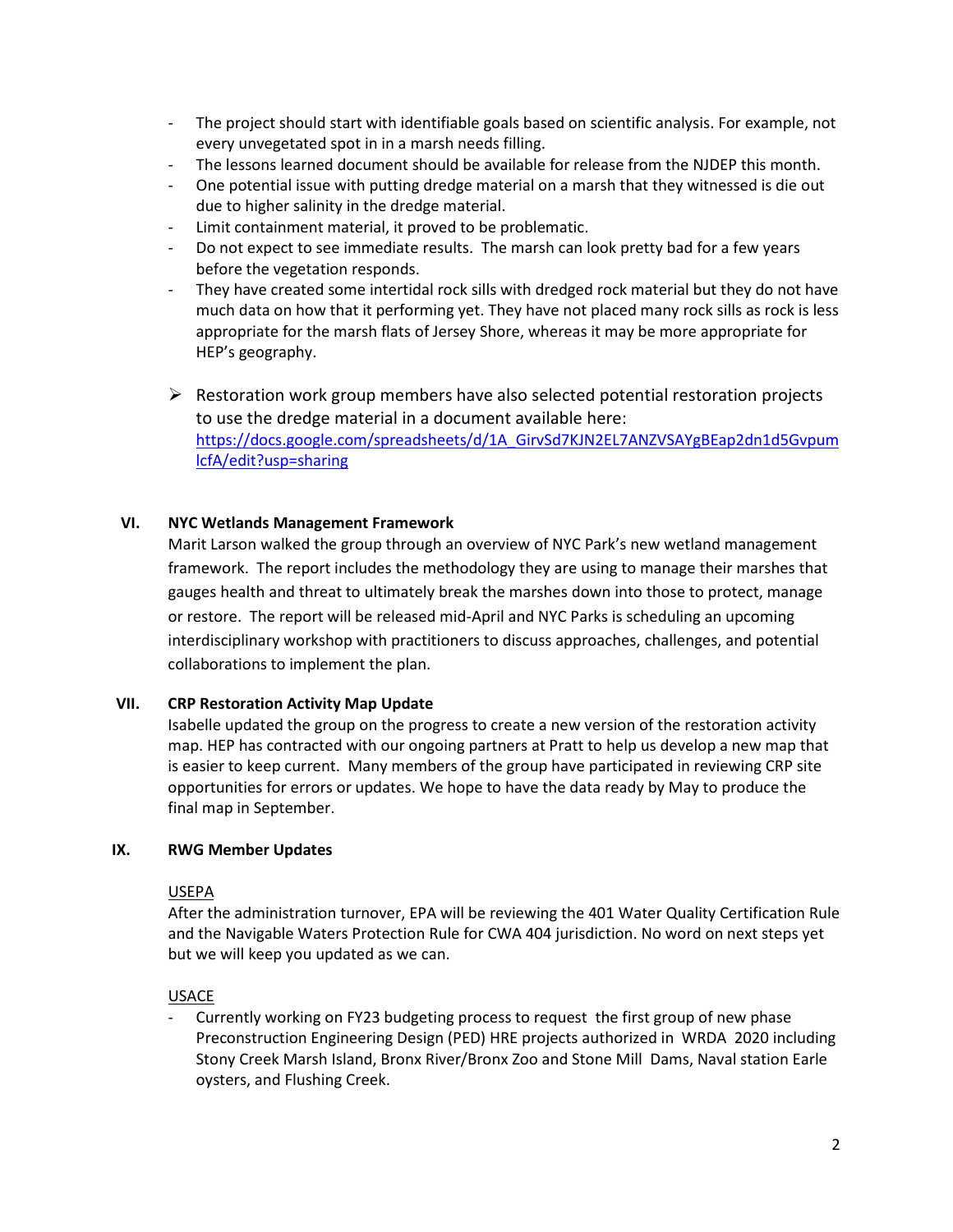- The project should start with identifiable goals based on scientific analysis. For example, not every unvegetated spot in in a marsh needs filling.
- The lessons learned document should be available for release from the NJDEP this month.
- One potential issue with putting dredge material on a marsh that they witnessed is die out due to higher salinity in the dredge material.
- Limit containment material, it proved to be problematic.
- Do not expect to see immediate results. The marsh can look pretty bad for a few years before the vegetation responds.
- They have created some intertidal rock sills with dredged rock material but they do not have much data on how that it performing yet. They have not placed many rock sills as rock is less appropriate for the marsh flats of Jersey Shore, whereas it may be more appropriate for HEP's geography.

➢ Restoration work group members have also selected potential restoration projects to use the dredge material in a document available here: https://docs.google.com/spreadsheets/d/1A_GirvSd7KJN2EL7ANZVSAYgBEap2dn1d5GvpumlcfA/edit?usp=sharing

## VI. NYC Wetlands Management Framework

Marit Larson walked the group through an overview of NYC Park's new wetland management framework. The report includes the methodology they are using to manage their marshes that gauges health and threat to ultimately break the marshes down into those to protect, manage or restore. The report will be released mid-April and NYC Parks is scheduling an upcoming interdisciplinary workshop with practitioners to discuss approaches, challenges, and potential collaborations to implement the plan.

## VII. CRP Restoration Activity Map Update

Isabelle updated the group on the progress to create a new version of the restoration activity map. HEP has contracted with our ongoing partners at Pratt to help us develop a new map that is easier to keep current. Many members of the group have participated in reviewing CRP site opportunities for errors or updates. We hope to have the data ready by May to produce the final map in September.

## IX. RWG Member Updates

USEPA

After the administration turnover, EPA will be reviewing the 401 Water Quality Certification Rule and the Navigable Waters Protection Rule for CWA 404 jurisdiction. No word on next steps yet but we will keep you updated as we can.

USACE

- Currently working on FY23 budgeting process to request the first group of new phase Preconstruction Engineering Design (PED) HRE projects authorized in WRDA 2020 including Stony Creek Marsh Island, Bronx River/Bronx Zoo and Stone Mill Dams, Naval station Earle oysters, and Flushing Creek.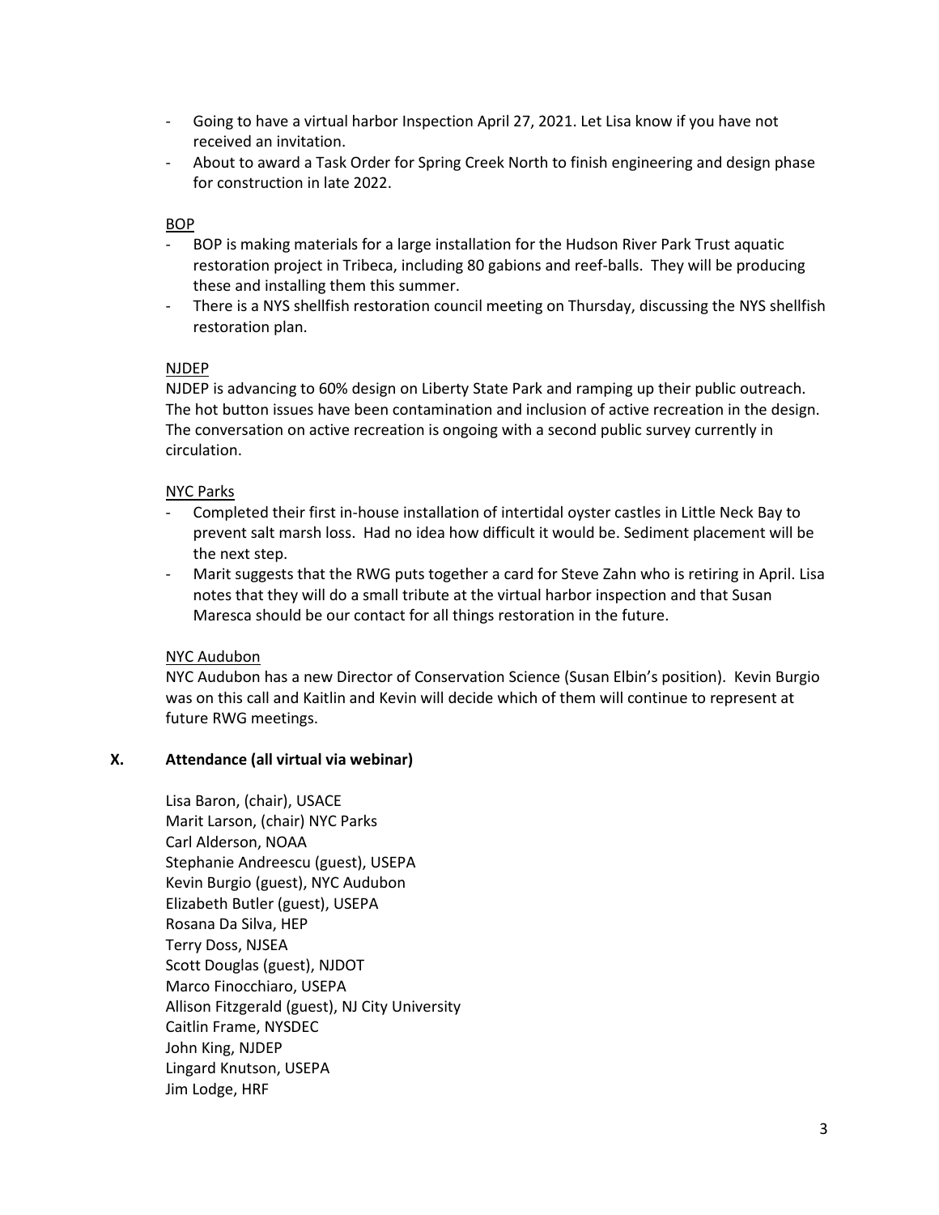- Going to have a virtual harbor Inspection April 27, 2021. Let Lisa know if you have not received an invitation.
- About to award a Task Order for Spring Creek North to finish engineering and design phase for construction in late 2022.

<u>BOP</u>

- BOP is making materials for a large installation for the Hudson River Park Trust aquatic restoration project in Tribeca, including 80 gabions and reef-balls. They will be producing these and installing them this summer.
- There is a NYS shellfish restoration council meeting on Thursday, discussing the NYS shellfish restoration plan.

<u>NJDEP</u>

NJDEP is advancing to 60% design on Liberty State Park and ramping up their public outreach. The hot button issues have been contamination and inclusion of active recreation in the design. The conversation on active recreation is ongoing with a second public survey currently in circulation.

<u>NYC Parks</u>

- Completed their first in-house installation of intertidal oyster castles in Little Neck Bay to prevent salt marsh loss. Had no idea how difficult it would be. Sediment placement will be the next step.
- Marit suggests that the RWG puts together a card for Steve Zahn who is retiring in April. Lisa notes that they will do a small tribute at the virtual harbor inspection and that Susan Maresca should be our contact for all things restoration in the future.

<u>NYC Audubon</u>

NYC Audubon has a new Director of Conservation Science (Susan Elbin's position). Kevin Burgio was on this call and Kaitlin and Kevin will decide which of them will continue to represent at future RWG meetings.

## X. Attendance (all virtual via webinar)

Lisa Baron, (chair), USACE
Marit Larson, (chair) NYC Parks
Carl Alderson, NOAA
Stephanie Andreescu (guest), USEPA
Kevin Burgio (guest), NYC Audubon
Elizabeth Butler (guest), USEPA
Rosana Da Silva, HEP
Terry Doss, NJSEA
Scott Douglas (guest), NJDOT
Marco Finocchiaro, USEPA
Allison Fitzgerald (guest), NJ City University
Caitlin Frame, NYSDEC
John King, NJDEP
Lingard Knutson, USEPA
Jim Lodge, HRF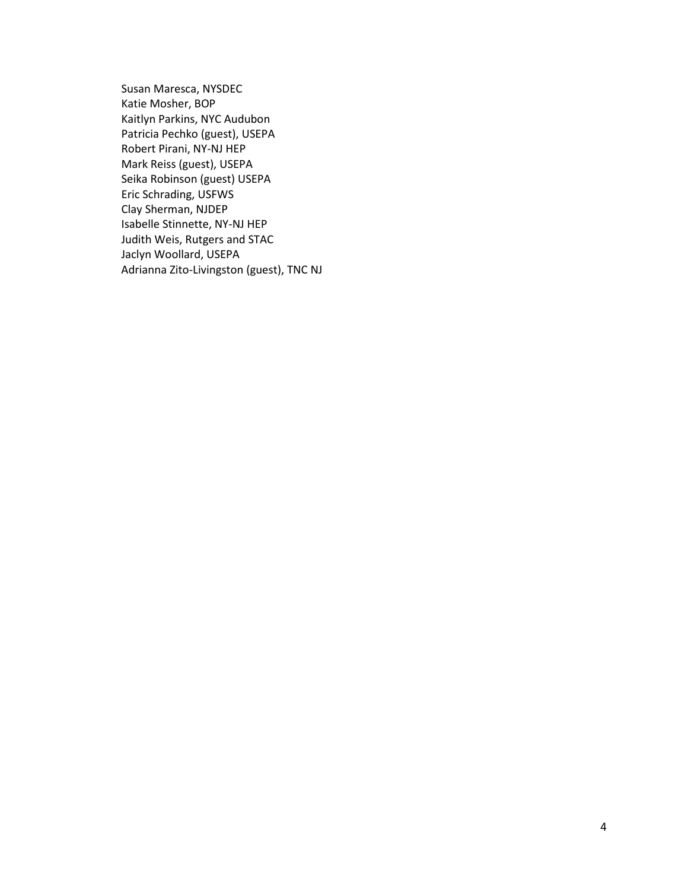Susan Maresca, NYSDEC
Katie Mosher, BOP
Kaitlyn Parkins, NYC Audubon
Patricia Pechko (guest), USEPA
Robert Pirani, NY-NJ HEP
Mark Reiss (guest), USEPA
Seika Robinson (guest) USEPA
Eric Schrading, USFWS
Clay Sherman, NJDEP
Isabelle Stinnette, NY-NJ HEP
Judith Weis, Rutgers and STAC
Jaclyn Woollard, USEPA
Adrianna Zito-Livingston (guest), TNC NJ